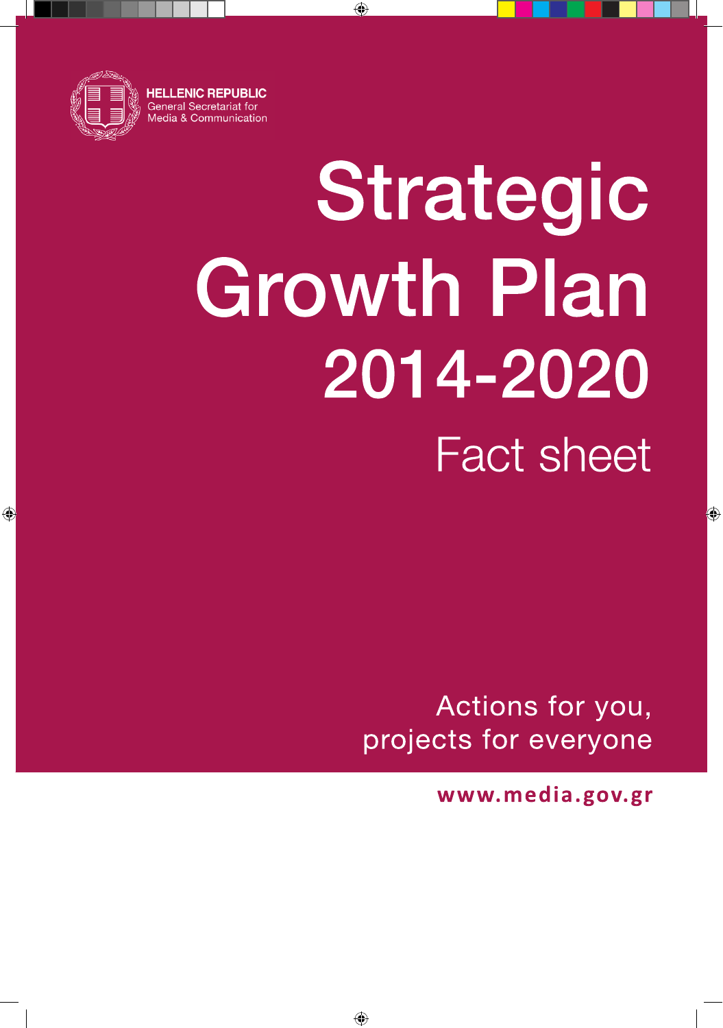HELLENIC REPUBLIC
General Secretariat for
Media & Communication

# Strategic Growth Plan 2014-2020

## Fact sheet

Actions for you,
projects for everyone

**www.media.gov.gr**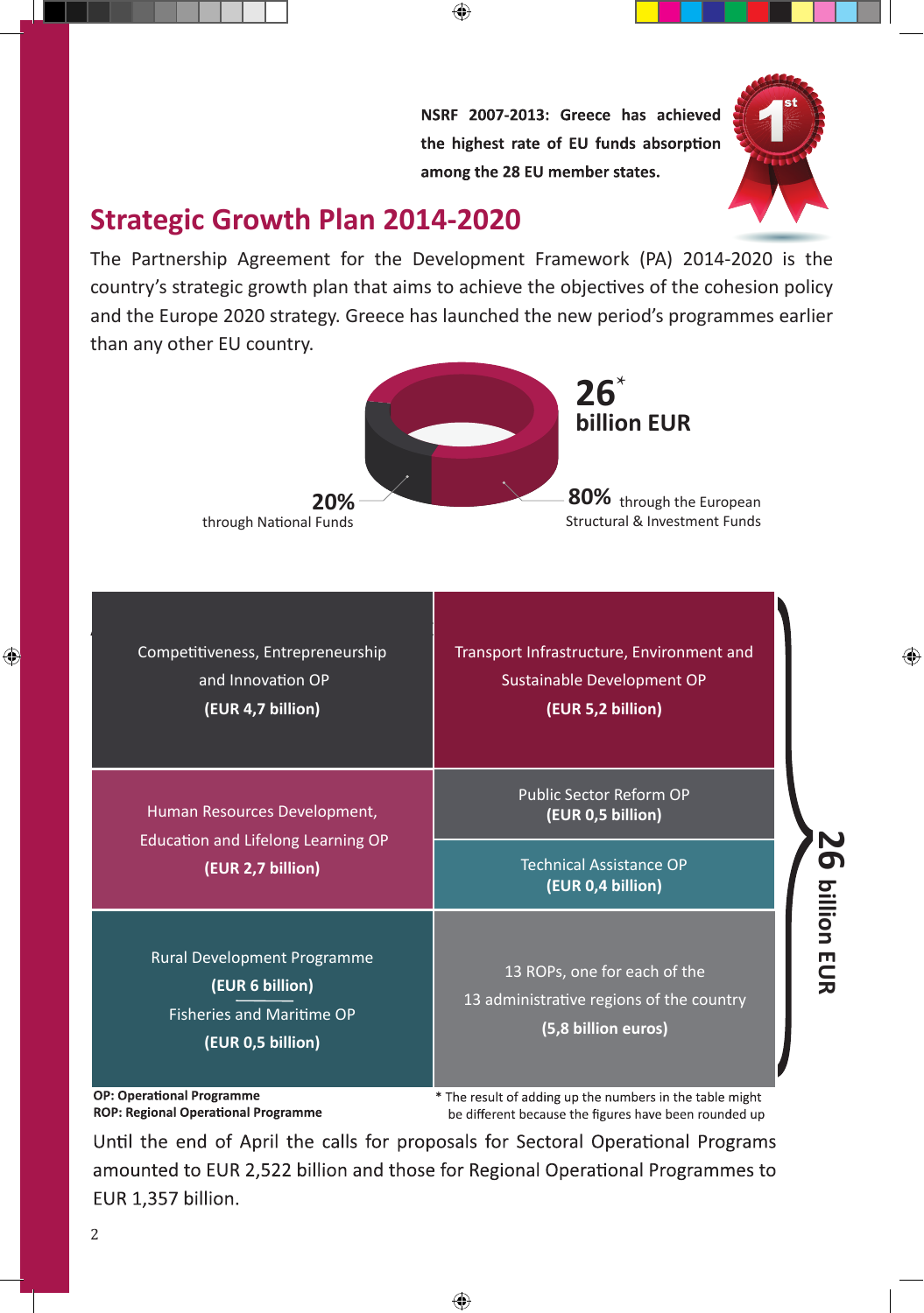**NSRF 2007-2013: Greece has achieved the highest rate of EU funds absorption among the 28 EU member states.**

## Strategic Growth Plan 2014-2020

The Partnership Agreement for the Development Framework (PA) 2014-2020 is the country's strategic growth plan that aims to achieve the objectives of the cohesion policy and the Europe 2020 strategy. Greece has launched the new period's programmes earlier than any other EU country.

**26* billion EUR**

**20%** through National Funds

**80%** through the European Structural & Investment Funds

| | |
|---|---|
| Competitiveness, Entrepreneurship and Innovation OP **(EUR 4,7 billion)** | Transport Infrastructure, Environment and Sustainable Development OP **(EUR 5,2 billion)** |
| Human Resources Development, Education and Lifelong Learning OP **(EUR 2,7 billion)** | Public Sector Reform OP **(EUR 0,5 billion)**<br>Technical Assistance OP **(EUR 0,4 billion)** |
| Rural Development Programme **(EUR 6 billion)**<br>Fisheries and Maritime OP **(EUR 0,5 billion)** | 13 ROPs, one for each of the 13 administrative regions of the country **(5,8 billion euros)** |

**26 billion EUR**

**OP: Operational Programme**
**ROP: Regional Operational Programme**

* The result of adding up the numbers in the table might be different because the figures have been rounded up

Until the end of April the calls for proposals for Sectoral Operational Programs amounted to EUR 2,522 billion and those for Regional Operational Programmes to EUR 1,357 billion.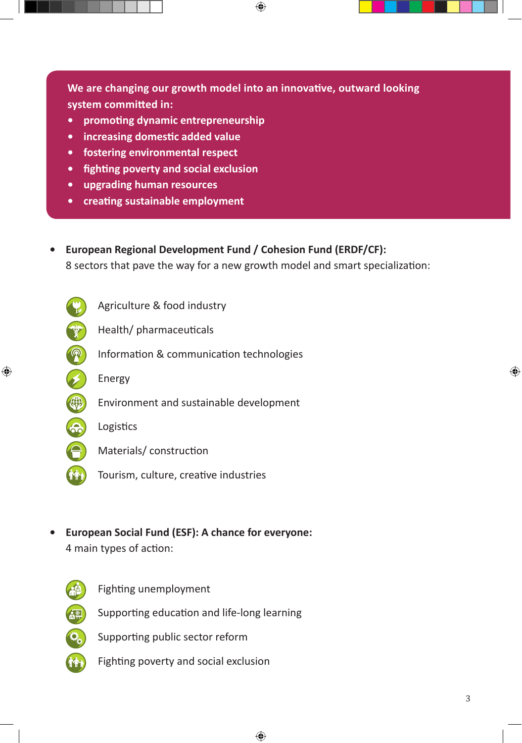**We are changing our growth model into an innovative, outward looking system committed in:**

- **promoting dynamic entrepreneurship**
- **increasing domestic added value**
- **fostering environmental respect**
- **fighting poverty and social exclusion**
- **upgrading human resources**
- **creating sustainable employment**

- **European Regional Development Fund / Cohesion Fund (ERDF/CF):**
  8 sectors that pave the way for a new growth model and smart specialization:

  - Agriculture & food industry
  - Health/ pharmaceuticals
  - Information & communication technologies
  - Energy
  - Environment and sustainable development
  - Logistics
  - Materials/ construction
  - Tourism, culture, creative industries

- **European Social Fund (ESF): A chance for everyone:**
  4 main types of action:

  - Fighting unemployment
  - Supporting education and life-long learning
  - Supporting public sector reform
  - Fighting poverty and social exclusion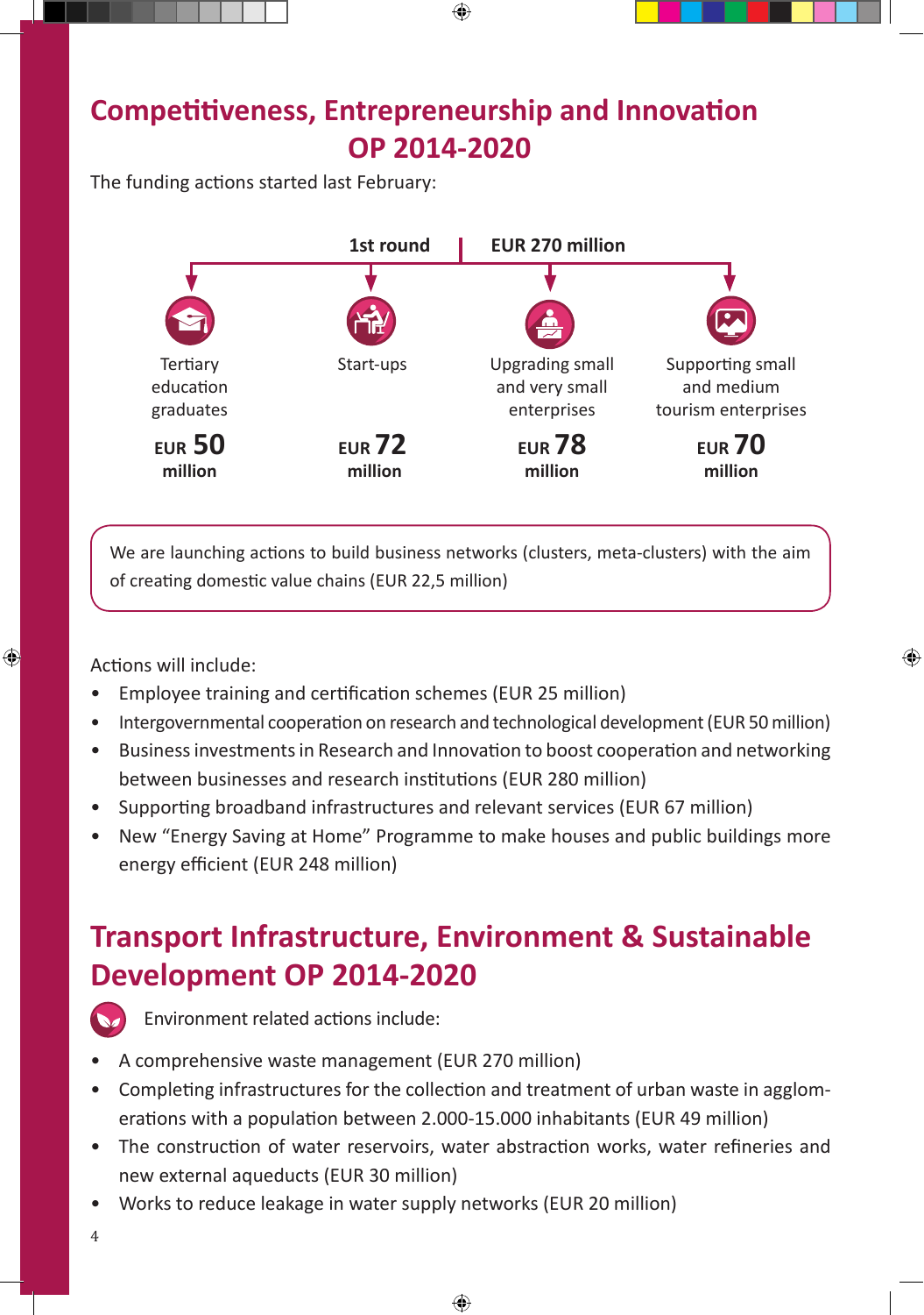# Competitiveness, Entrepreneurship and Innovation OP 2014-2020

The funding actions started last February:

**1st round | EUR 270 million**

| Tertiary education graduates | Start-ups | Upgrading small and very small enterprises | Supporting small and medium tourism enterprises |
|---|---|---|---|
| **EUR 50 million** | **EUR 72 million** | **EUR 78 million** | **EUR 70 million** |

We are launching actions to build business networks (clusters, meta-clusters) with the aim of creating domestic value chains (EUR 22,5 million)

Actions will include:

- Employee training and certification schemes (EUR 25 million)
- Intergovernmental cooperation on research and technological development (EUR 50 million)
- Business investments in Research and Innovation to boost cooperation and networking between businesses and research institutions (EUR 280 million)
- Supporting broadband infrastructures and relevant services (EUR 67 million)
- New "Energy Saving at Home" Programme to make houses and public buildings more energy efficient (EUR 248 million)

# Transport Infrastructure, Environment & Sustainable Development OP 2014-2020

Environment related actions include:

- A comprehensive waste management (EUR 270 million)
- Completing infrastructures for the collection and treatment of urban waste in agglomerations with a population between 2.000-15.000 inhabitants (EUR 49 million)
- The construction of water reservoirs, water abstraction works, water refineries and new external aqueducts (EUR 30 million)
- Works to reduce leakage in water supply networks (EUR 20 million)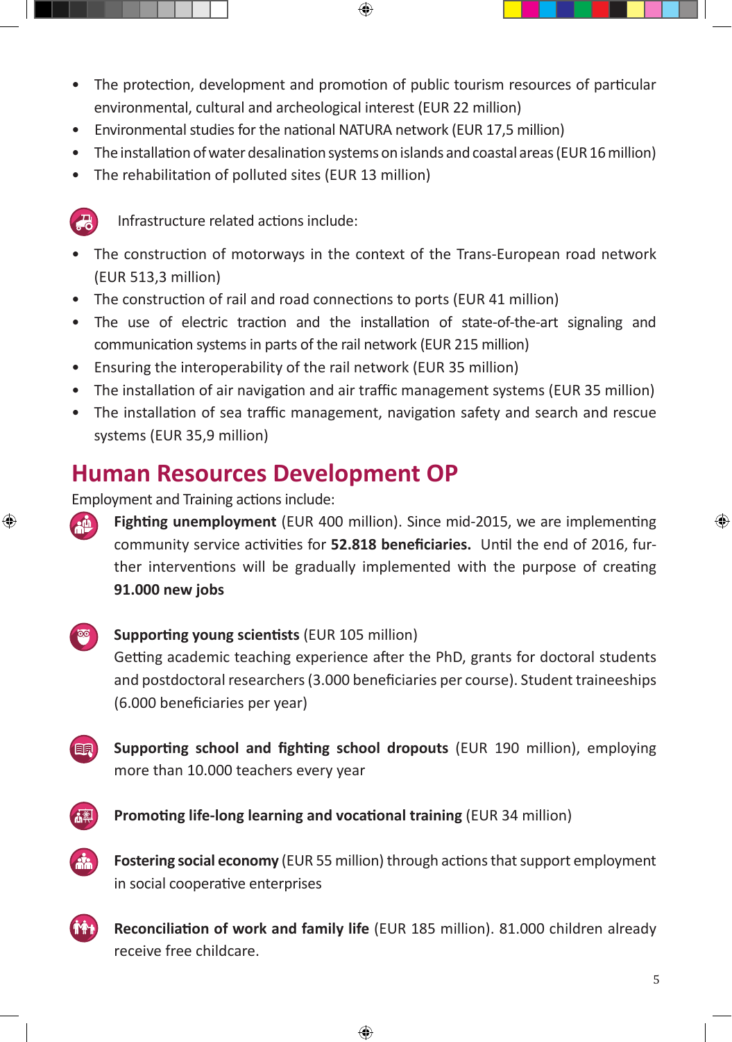- The protection, development and promotion of public tourism resources of particular environmental, cultural and archeological interest (EUR 22 million)
- Environmental studies for the national NATURA network (EUR 17,5 million)
- The installation of water desalination systems on islands and coastal areas (EUR 16 million)
- The rehabilitation of polluted sites (EUR 13 million)

Infrastructure related actions include:

- The construction of motorways in the context of the Trans-European road network (EUR 513,3 million)
- The construction of rail and road connections to ports (EUR 41 million)
- The use of electric traction and the installation of state-of-the-art signaling and communication systems in parts of the rail network (EUR 215 million)
- Ensuring the interoperability of the rail network (EUR 35 million)
- The installation of air navigation and air traffic management systems (EUR 35 million)
- The installation of sea traffic management, navigation safety and search and rescue systems (EUR 35,9 million)

## Human Resources Development OP

Employment and Training actions include:

**Fighting unemployment** (EUR 400 million). Since mid-2015, we are implementing community service activities for **52.818 beneficiaries.** Until the end of 2016, further interventions will be gradually implemented with the purpose of creating **91.000 new jobs**

**Supporting young scientists** (EUR 105 million)
Getting academic teaching experience after the PhD, grants for doctoral students and postdoctoral researchers (3.000 beneficiaries per course). Student traineeships (6.000 beneficiaries per year)

**Supporting school and fighting school dropouts** (EUR 190 million), employing more than 10.000 teachers every year

**Promoting life-long learning and vocational training** (EUR 34 million)

**Fostering social economy** (EUR 55 million) through actions that support employment in social cooperative enterprises

**Reconciliation of work and family life** (EUR 185 million). 81.000 children already receive free childcare.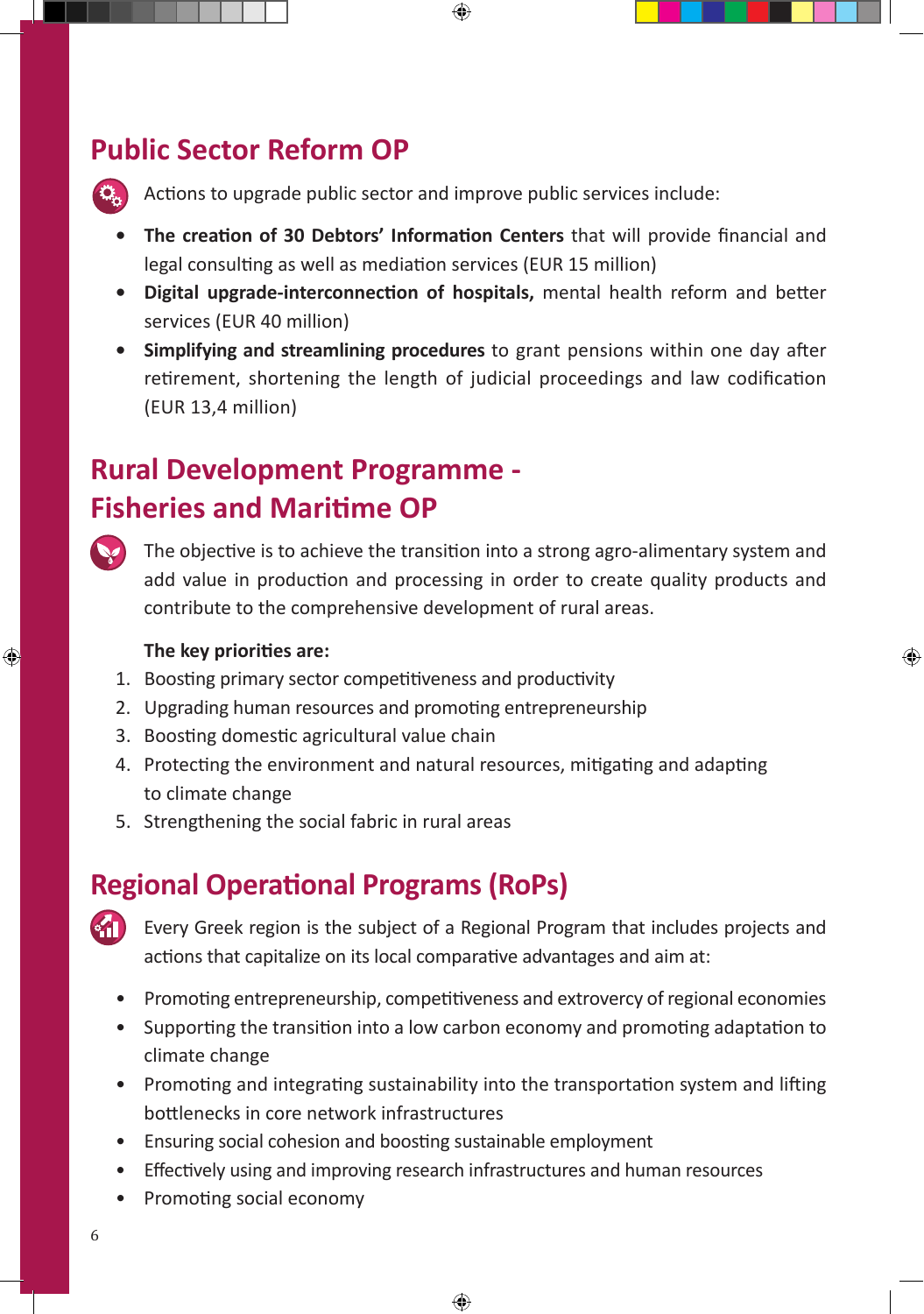## Public Sector Reform OP

Actions to upgrade public sector and improve public services include:

- **The creation of 30 Debtors' Information Centers** that will provide financial and legal consulting as well as mediation services (EUR 15 million)
- **Digital upgrade-interconnection of hospitals,** mental health reform and better services (EUR 40 million)
- **Simplifying and streamlining procedures** to grant pensions within one day after retirement, shortening the length of judicial proceedings and law codification (EUR 13,4 million)

## Rural Development Programme - Fisheries and Maritime OP

The objective is to achieve the transition into a strong agro-alimentary system and add value in production and processing in order to create quality products and contribute to the comprehensive development of rural areas.

**The key priorities are:**

1. Boosting primary sector competitiveness and productivity
2. Upgrading human resources and promoting entrepreneurship
3. Boosting domestic agricultural value chain
4. Protecting the environment and natural resources, mitigating and adapting to climate change
5. Strengthening the social fabric in rural areas

## Regional Operational Programs (RoPs)

Every Greek region is the subject of a Regional Program that includes projects and actions that capitalize on its local comparative advantages and aim at:

- Promoting entrepreneurship, competitiveness and extrovercy of regional economies
- Supporting the transition into a low carbon economy and promoting adaptation to climate change
- Promoting and integrating sustainability into the transportation system and lifting bottlenecks in core network infrastructures
- Ensuring social cohesion and boosting sustainable employment
- Effectively using and improving research infrastructures and human resources
- Promoting social economy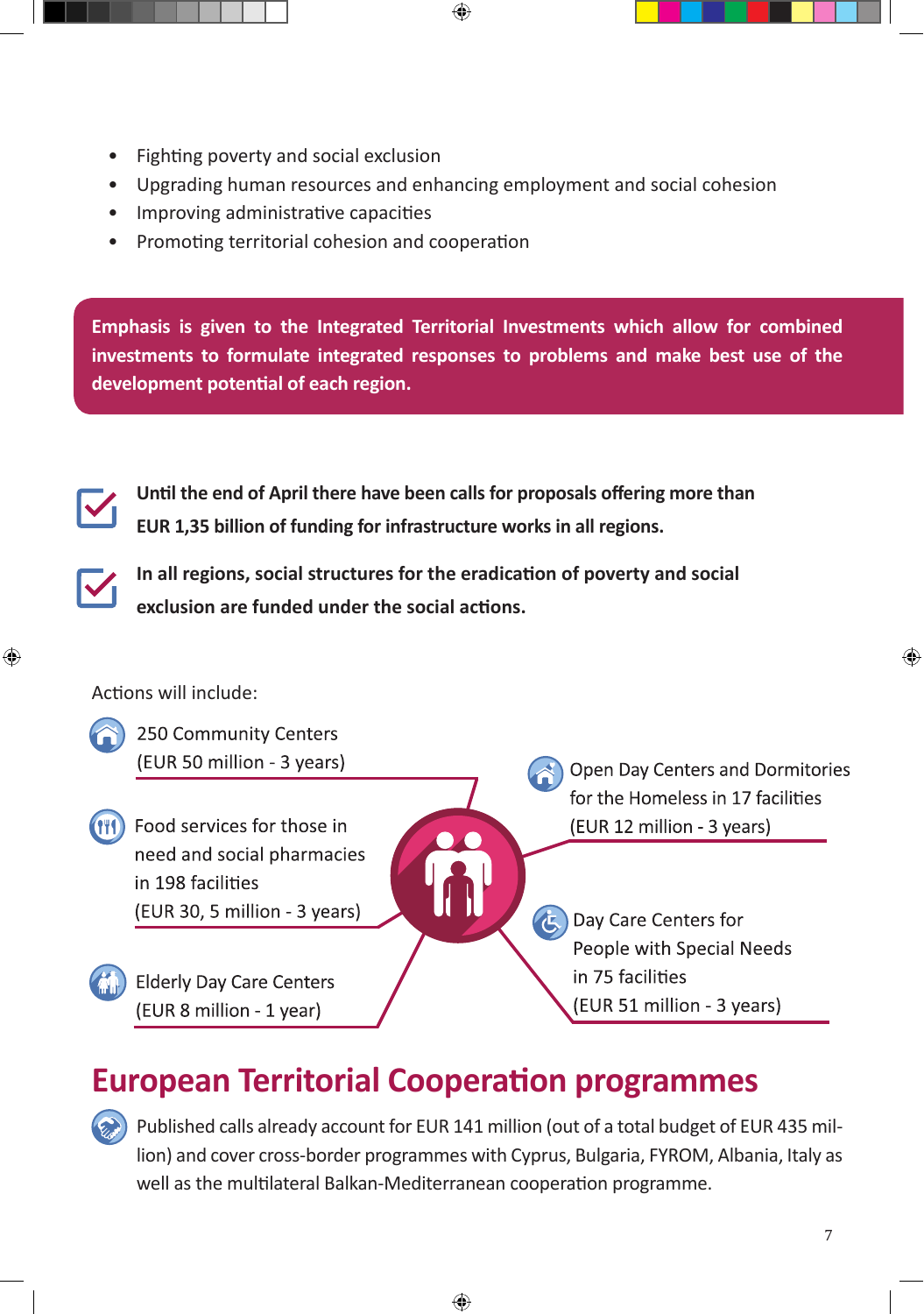- Fighting poverty and social exclusion
- Upgrading human resources and enhancing employment and social cohesion
- Improving administrative capacities
- Promoting territorial cohesion and cooperation

**Emphasis is given to the Integrated Territorial Investments which allow for combined investments to formulate integrated responses to problems and make best use of the development potential of each region.**

**Until the end of April there have been calls for proposals offering more than EUR 1,35 billion of funding for infrastructure works in all regions.**

**In all regions, social structures for the eradication of poverty and social exclusion are funded under the social actions.**

Actions will include:

- 250 Community Centers (EUR 50 million - 3 years)
- Food services for those in need and social pharmacies in 198 facilities (EUR 30, 5 million - 3 years)
- Elderly Day Care Centers (EUR 8 million - 1 year)
- Open Day Centers and Dormitories for the Homeless in 17 facilities (EUR 12 million - 3 years)
- Day Care Centers for People with Special Needs in 75 facilities (EUR 51 million - 3 years)

# European Territorial Cooperation programmes

Published calls already account for EUR 141 million (out of a total budget of EUR 435 million) and cover cross-border programmes with Cyprus, Bulgaria, FYROM, Albania, Italy as well as the multilateral Balkan-Mediterranean cooperation programme.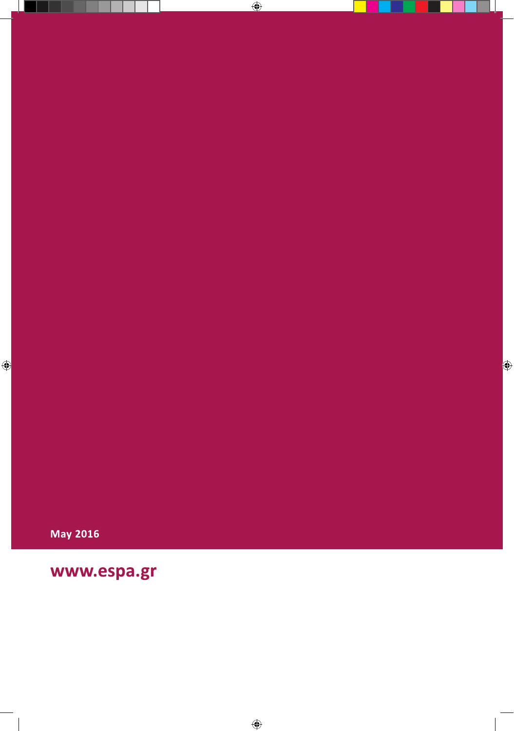May 2016

**www.espa.gr**